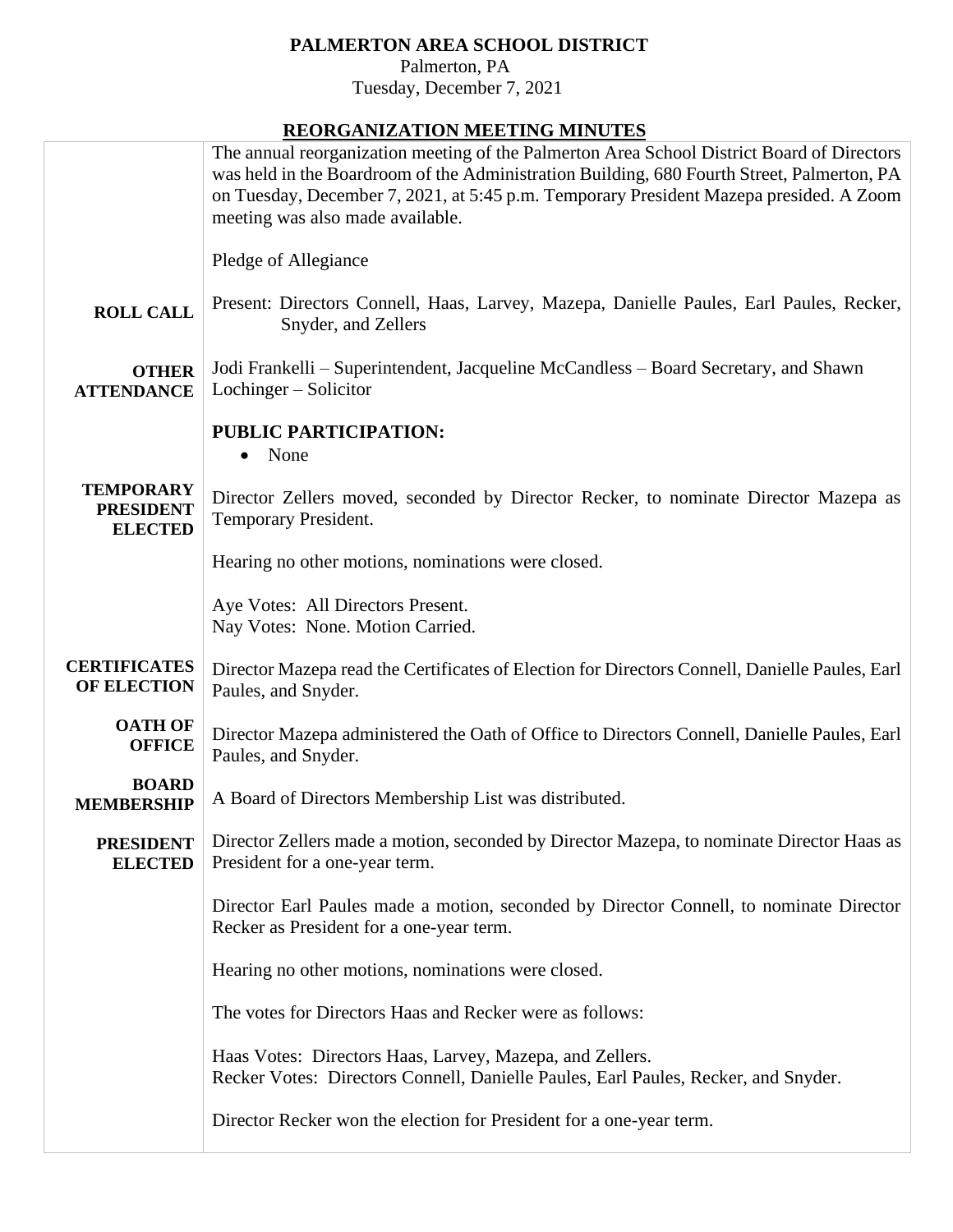**PALMERTON AREA SCHOOL DISTRICT**
Palmerton, PA
Tuesday, December 7, 2021

## REORGANIZATION MEETING MINUTES

The annual reorganization meeting of the Palmerton Area School District Board of Directors was held in the Boardroom of the Administration Building, 680 Fourth Street, Palmerton, PA on Tuesday, December 7, 2021, at 5:45 p.m. Temporary President Mazepa presided. A Zoom meeting was also made available.

Pledge of Allegiance

**ROLL CALL**

Present: Directors Connell, Haas, Larvey, Mazepa, Danielle Paules, Earl Paules, Recker, Snyder, and Zellers

**OTHER ATTENDANCE**

Jodi Frankelli – Superintendent, Jacqueline McCandless – Board Secretary, and Shawn Lochinger – Solicitor

**PUBLIC PARTICIPATION:**

- None

**TEMPORARY PRESIDENT ELECTED**

Director Zellers moved, seconded by Director Recker, to nominate Director Mazepa as Temporary President.

Hearing no other motions, nominations were closed.

Aye Votes: All Directors Present.
Nay Votes: None. Motion Carried.

**CERTIFICATES OF ELECTION**

Director Mazepa read the Certificates of Election for Directors Connell, Danielle Paules, Earl Paules, and Snyder.

**OATH OF OFFICE**

Director Mazepa administered the Oath of Office to Directors Connell, Danielle Paules, Earl Paules, and Snyder.

**BOARD MEMBERSHIP**

A Board of Directors Membership List was distributed.

**PRESIDENT ELECTED**

Director Zellers made a motion, seconded by Director Mazepa, to nominate Director Haas as President for a one-year term.

Director Earl Paules made a motion, seconded by Director Connell, to nominate Director Recker as President for a one-year term.

Hearing no other motions, nominations were closed.

The votes for Directors Haas and Recker were as follows:

Haas Votes: Directors Haas, Larvey, Mazepa, and Zellers.
Recker Votes: Directors Connell, Danielle Paules, Earl Paules, Recker, and Snyder.

Director Recker won the election for President for a one-year term.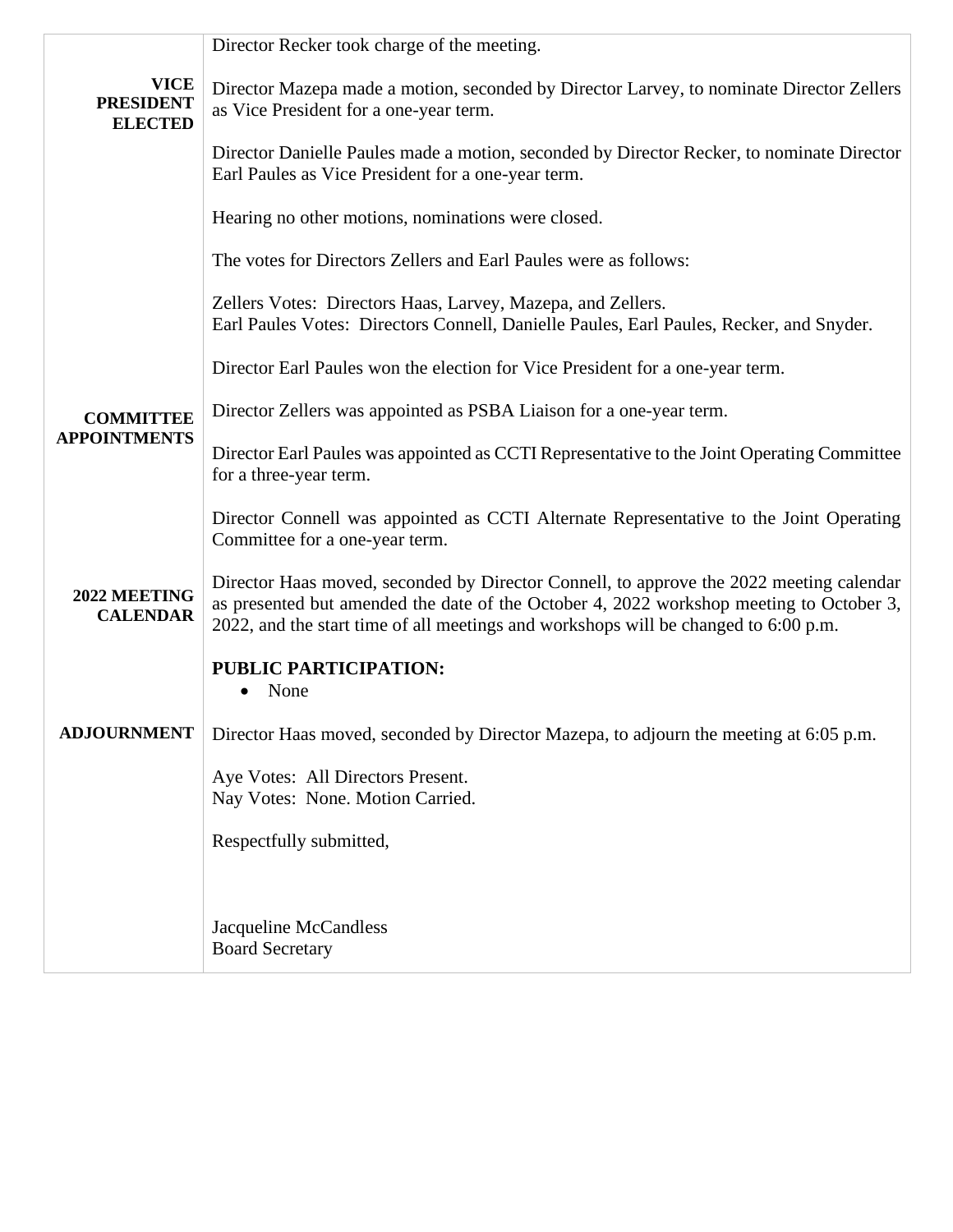Director Recker took charge of the meeting.

**VICE PRESIDENT ELECTED**

Director Mazepa made a motion, seconded by Director Larvey, to nominate Director Zellers as Vice President for a one-year term.

Director Danielle Paules made a motion, seconded by Director Recker, to nominate Director Earl Paules as Vice President for a one-year term.

Hearing no other motions, nominations were closed.

The votes for Directors Zellers and Earl Paules were as follows:

Zellers Votes: Directors Haas, Larvey, Mazepa, and Zellers.
Earl Paules Votes: Directors Connell, Danielle Paules, Earl Paules, Recker, and Snyder.

Director Earl Paules won the election for Vice President for a one-year term.

**COMMITTEE APPOINTMENTS**

Director Zellers was appointed as PSBA Liaison for a one-year term.

Director Earl Paules was appointed as CCTI Representative to the Joint Operating Committee for a three-year term.

Director Connell was appointed as CCTI Alternate Representative to the Joint Operating Committee for a one-year term.

**2022 MEETING CALENDAR**

Director Haas moved, seconded by Director Connell, to approve the 2022 meeting calendar as presented but amended the date of the October 4, 2022 workshop meeting to October 3, 2022, and the start time of all meetings and workshops will be changed to 6:00 p.m.

**PUBLIC PARTICIPATION:**

- None

**ADJOURNMENT**

Director Haas moved, seconded by Director Mazepa, to adjourn the meeting at 6:05 p.m.

Aye Votes: All Directors Present.
Nay Votes: None. Motion Carried.

Respectfully submitted,

Jacqueline McCandless
Board Secretary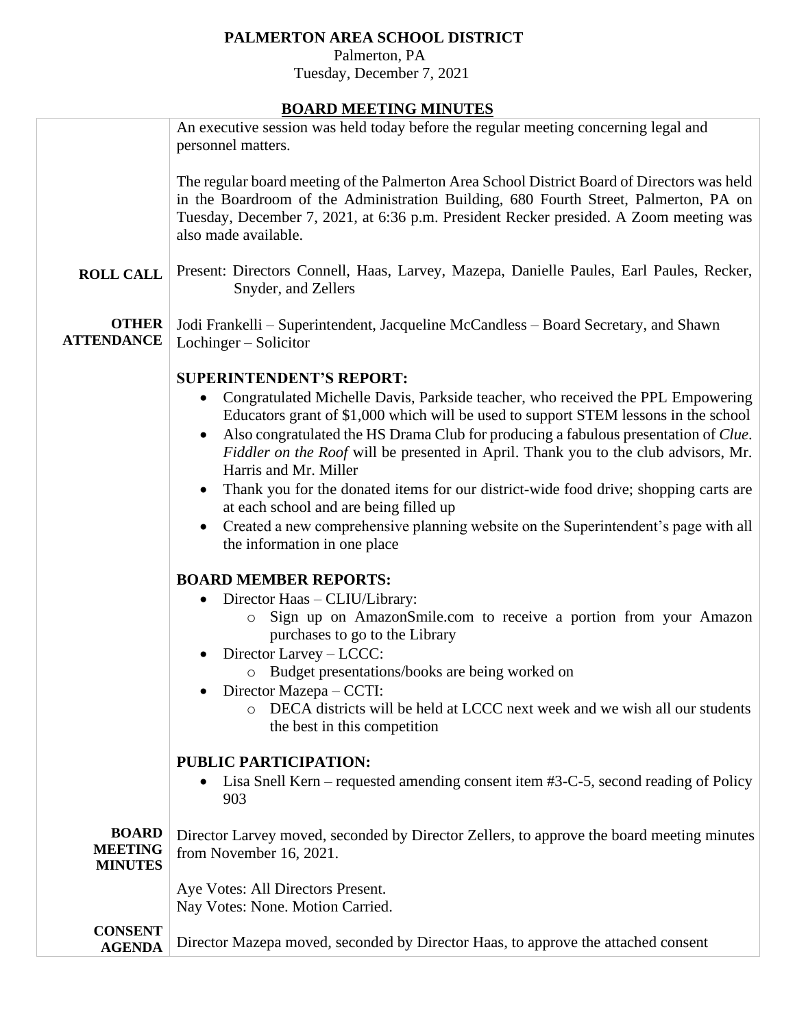# PALMERTON AREA SCHOOL DISTRICT

Palmerton, PA
Tuesday, December 7, 2021

## BOARD MEETING MINUTES

An executive session was held today before the regular meeting concerning legal and personnel matters.

The regular board meeting of the Palmerton Area School District Board of Directors was held in the Boardroom of the Administration Building, 680 Fourth Street, Palmerton, PA on Tuesday, December 7, 2021, at 6:36 p.m. President Recker presided. A Zoom meeting was also made available.

**ROLL CALL**

Present: Directors Connell, Haas, Larvey, Mazepa, Danielle Paules, Earl Paules, Recker, Snyder, and Zellers

**OTHER ATTENDANCE**

Jodi Frankelli – Superintendent, Jacqueline McCandless – Board Secretary, and Shawn Lochinger – Solicitor

### SUPERINTENDENT'S REPORT:

- Congratulated Michelle Davis, Parkside teacher, who received the PPL Empowering Educators grant of $1,000 which will be used to support STEM lessons in the school
- Also congratulated the HS Drama Club for producing a fabulous presentation of *Clue*. *Fiddler on the Roof* will be presented in April. Thank you to the club advisors, Mr. Harris and Mr. Miller
- Thank you for the donated items for our district-wide food drive; shopping carts are at each school and are being filled up
- Created a new comprehensive planning website on the Superintendent's page with all the information in one place

### BOARD MEMBER REPORTS:

- Director Haas – CLIU/Library:
  - Sign up on AmazonSmile.com to receive a portion from your Amazon purchases to go to the Library
- Director Larvey – LCCC:
  - Budget presentations/books are being worked on
- Director Mazepa – CCTI:
  - DECA districts will be held at LCCC next week and we wish all our students the best in this competition

### PUBLIC PARTICIPATION:

- Lisa Snell Kern – requested amending consent item #3-C-5, second reading of Policy 903

**BOARD MEETING MINUTES**

Director Larvey moved, seconded by Director Zellers, to approve the board meeting minutes from November 16, 2021.

Aye Votes: All Directors Present.
Nay Votes: None. Motion Carried.

**CONSENT AGENDA**

Director Mazepa moved, seconded by Director Haas, to approve the attached consent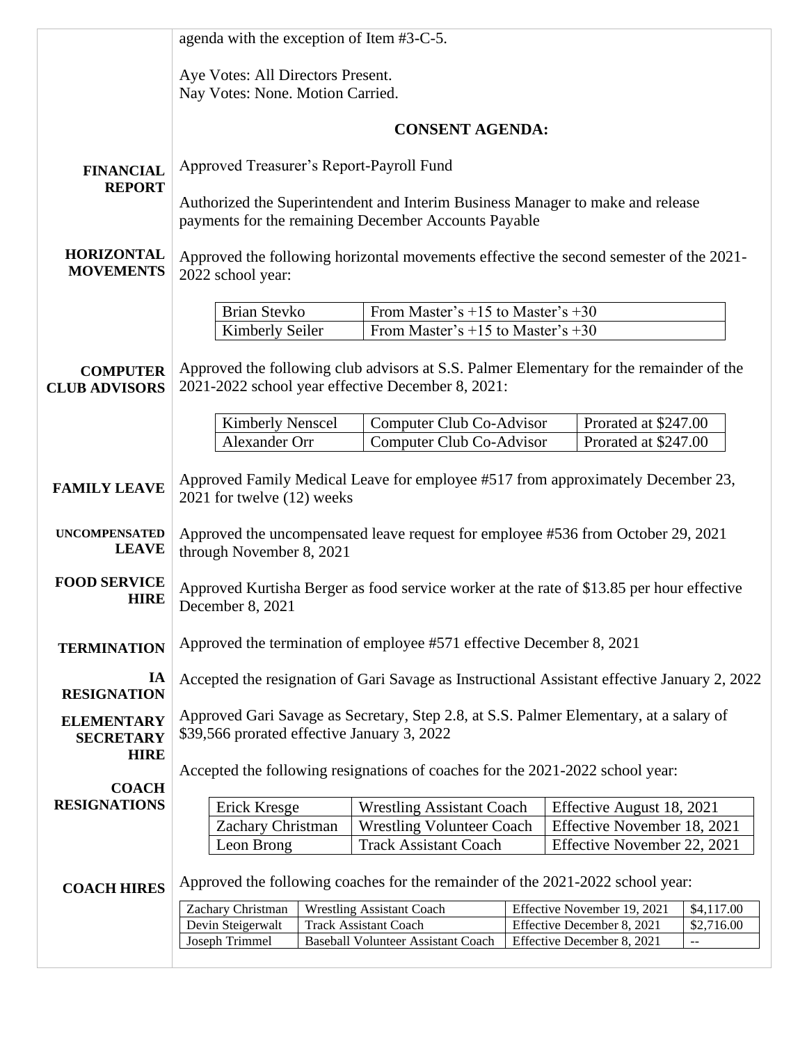agenda with the exception of Item #3-C-5.

Aye Votes: All Directors Present.
Nay Votes: None. Motion Carried.

## CONSENT AGENDA:

**FINANCIAL REPORT**

Approved Treasurer's Report-Payroll Fund

Authorized the Superintendent and Interim Business Manager to make and release payments for the remaining December Accounts Payable

**HORIZONTAL MOVEMENTS**

Approved the following horizontal movements effective the second semester of the 2021-2022 school year:

| | |
|---|---|
| Brian Stevko | From Master's +15 to Master's +30 |
| Kimberly Seiler | From Master's +15 to Master's +30 |

**COMPUTER CLUB ADVISORS**

Approved the following club advisors at S.S. Palmer Elementary for the remainder of the 2021-2022 school year effective December 8, 2021:

| | | |
|---|---|---|
| Kimberly Nenscel | Computer Club Co-Advisor | Prorated at $247.00 |
| Alexander Orr | Computer Club Co-Advisor | Prorated at $247.00 |

**FAMILY LEAVE**

Approved Family Medical Leave for employee #517 from approximately December 23, 2021 for twelve (12) weeks

**UNCOMPENSATED LEAVE**

Approved the uncompensated leave request for employee #536 from October 29, 2021 through November 8, 2021

**FOOD SERVICE HIRE**

Approved Kurtisha Berger as food service worker at the rate of $13.85 per hour effective December 8, 2021

**TERMINATION**

Approved the termination of employee #571 effective December 8, 2021

**IA RESIGNATION**

Accepted the resignation of Gari Savage as Instructional Assistant effective January 2, 2022

**ELEMENTARY SECRETARY HIRE**

Approved Gari Savage as Secretary, Step 2.8, at S.S. Palmer Elementary, at a salary of $39,566 prorated effective January 3, 2022

**COACH RESIGNATIONS**

Accepted the following resignations of coaches for the 2021-2022 school year:

| | | |
|---|---|---|
| Erick Kresge | Wrestling Assistant Coach | Effective August 18, 2021 |
| Zachary Christman | Wrestling Volunteer Coach | Effective November 18, 2021 |
| Leon Brong | Track Assistant Coach | Effective November 22, 2021 |

**COACH HIRES**

Approved the following coaches for the remainder of the 2021-2022 school year:

| | | | |
|---|---|---|---|
| Zachary Christman | Wrestling Assistant Coach | Effective November 19, 2021 | $4,117.00 |
| Devin Steigerwalt | Track Assistant Coach | Effective December 8, 2021 | $2,716.00 |
| Joseph Trimmel | Baseball Volunteer Assistant Coach | Effective December 8, 2021 | -- |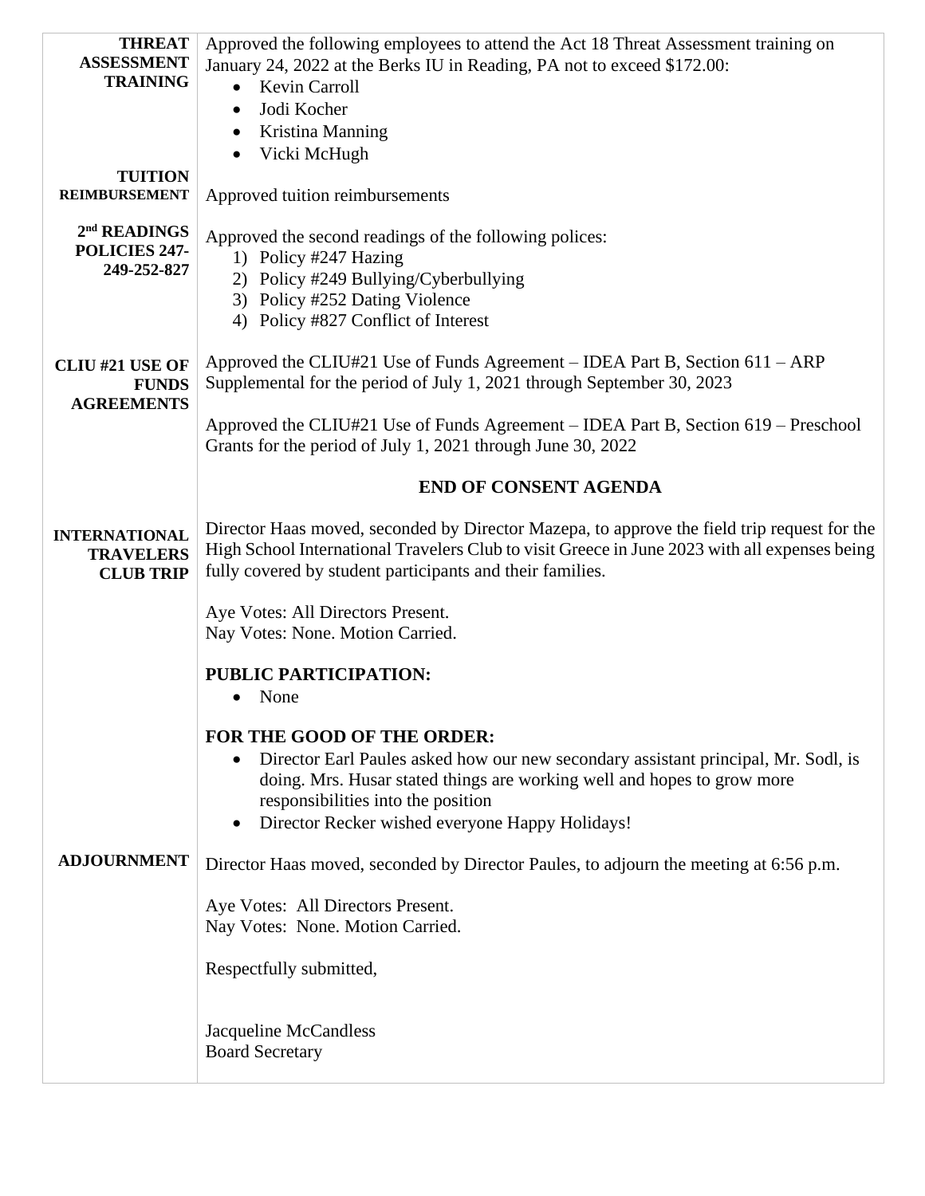**THREAT ASSESSMENT TRAINING**

Approved the following employees to attend the Act 18 Threat Assessment training on January 24, 2022 at the Berks IU in Reading, PA not to exceed $172.00:

- Kevin Carroll
- Jodi Kocher
- Kristina Manning
- Vicki McHugh

**TUITION REIMBURSEMENT**

Approved tuition reimbursements

**2nd READINGS POLICIES 247-249-252-827**

Approved the second readings of the following polices:

1) Policy #247 Hazing
2) Policy #249 Bullying/Cyberbullying
3) Policy #252 Dating Violence
4) Policy #827 Conflict of Interest

**CLIU #21 USE OF FUNDS AGREEMENTS**

Approved the CLIU#21 Use of Funds Agreement – IDEA Part B, Section 611 – ARP Supplemental for the period of July 1, 2021 through September 30, 2023

Approved the CLIU#21 Use of Funds Agreement – IDEA Part B, Section 619 – Preschool Grants for the period of July 1, 2021 through June 30, 2022

**END OF CONSENT AGENDA**

**INTERNATIONAL TRAVELERS CLUB TRIP**

Director Haas moved, seconded by Director Mazepa, to approve the field trip request for the High School International Travelers Club to visit Greece in June 2023 with all expenses being fully covered by student participants and their families.

Aye Votes: All Directors Present.
Nay Votes: None. Motion Carried.

**PUBLIC PARTICIPATION:**

- None

**FOR THE GOOD OF THE ORDER:**

- Director Earl Paules asked how our new secondary assistant principal, Mr. Sodl, is doing. Mrs. Husar stated things are working well and hopes to grow more responsibilities into the position
- Director Recker wished everyone Happy Holidays!

**ADJOURNMENT**

Director Haas moved, seconded by Director Paules, to adjourn the meeting at 6:56 p.m.

Aye Votes: All Directors Present.
Nay Votes: None. Motion Carried.

Respectfully submitted,

Jacqueline McCandless
Board Secretary